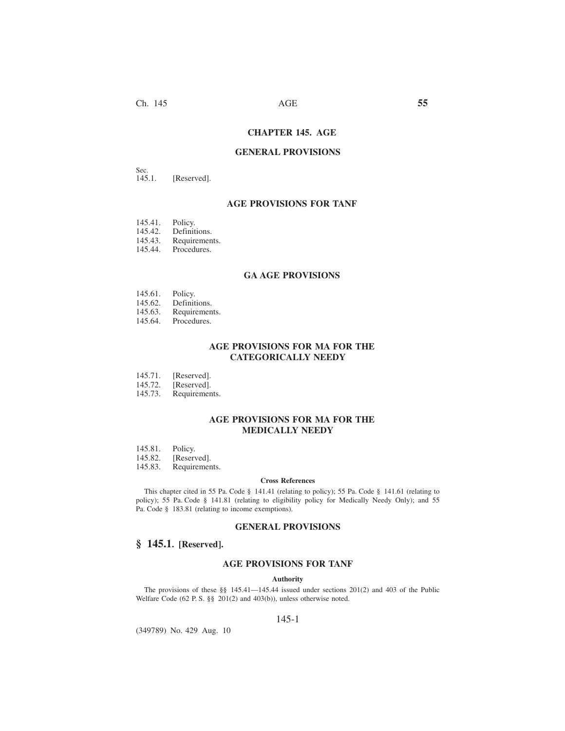# CHAPTER 145. AGE

## GENERAL PROVISIONS

Sec.
145.1. [Reserved].

## AGE PROVISIONS FOR TANF

145.41. Policy.
145.42. Definitions.
145.43. Requirements.
145.44. Procedures.

## GA AGE PROVISIONS

145.61. Policy.
145.62. Definitions.
145.63. Requirements.
145.64. Procedures.

## AGE PROVISIONS FOR MA FOR THE CATEGORICALLY NEEDY

145.71. [Reserved].
145.72. [Reserved].
145.73. Requirements.

## AGE PROVISIONS FOR MA FOR THE MEDICALLY NEEDY

145.81. Policy.
145.82. [Reserved].
145.83. Requirements.

**Cross References**

This chapter cited in 55 Pa. Code § 141.41 (relating to policy); 55 Pa. Code § 141.61 (relating to policy); 55 Pa. Code § 141.81 (relating to eligibility policy for Medically Needy Only); and 55 Pa. Code § 183.81 (relating to income exemptions).

## GENERAL PROVISIONS

### § 145.1. [Reserved].

## AGE PROVISIONS FOR TANF

**Authority**

The provisions of these §§ 145.41—145.44 issued under sections 201(2) and 403 of the Public Welfare Code (62 P. S. §§ 201(2) and 403(b)), unless otherwise noted.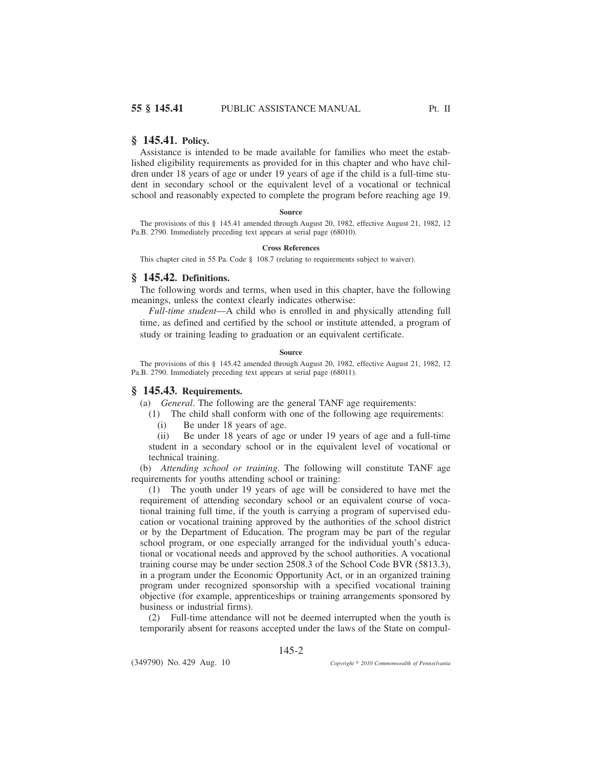## § 145.41. Policy.

Assistance is intended to be made available for families who meet the established eligibility requirements as provided for in this chapter and who have children under 18 years of age or under 19 years of age if the child is a full-time student in secondary school or the equivalent level of a vocational or technical school and reasonably expected to complete the program before reaching age 19.

**Source**

The provisions of this § 145.41 amended through August 20, 1982, effective August 21, 1982, 12 Pa.B. 2790. Immediately preceding text appears at serial page (68010).

**Cross References**

This chapter cited in 55 Pa. Code § 108.7 (relating to requirements subject to waiver).

## § 145.42. Definitions.

The following words and terms, when used in this chapter, have the following meanings, unless the context clearly indicates otherwise:

*Full-time student*—A child who is enrolled in and physically attending full time, as defined and certified by the school or institute attended, a program of study or training leading to graduation or an equivalent certificate.

**Source**

The provisions of this § 145.42 amended through August 20, 1982, effective August 21, 1982, 12 Pa.B. 2790. Immediately preceding text appears at serial page (68011).

## § 145.43. Requirements.

(a) *General*. The following are the general TANF age requirements:

(1) The child shall conform with one of the following age requirements:

(i) Be under 18 years of age.

(ii) Be under 18 years of age or under 19 years of age and a full-time student in a secondary school or in the equivalent level of vocational or technical training.

(b) *Attending school or training*. The following will constitute TANF age requirements for youths attending school or training:

(1) The youth under 19 years of age will be considered to have met the requirement of attending secondary school or an equivalent course of vocational training full time, if the youth is carrying a program of supervised education or vocational training approved by the authorities of the school district or by the Department of Education. The program may be part of the regular school program, or one especially arranged for the individual youth's educational or vocational needs and approved by the school authorities. A vocational training course may be under section 2508.3 of the School Code BVR (5813.3), in a program under the Economic Opportunity Act, or in an organized training program under recognized sponsorship with a specified vocational training objective (for example, apprenticeships or training arrangements sponsored by business or industrial firms).

(2) Full-time attendance will not be deemed interrupted when the youth is temporarily absent for reasons accepted under the laws of the State on compul-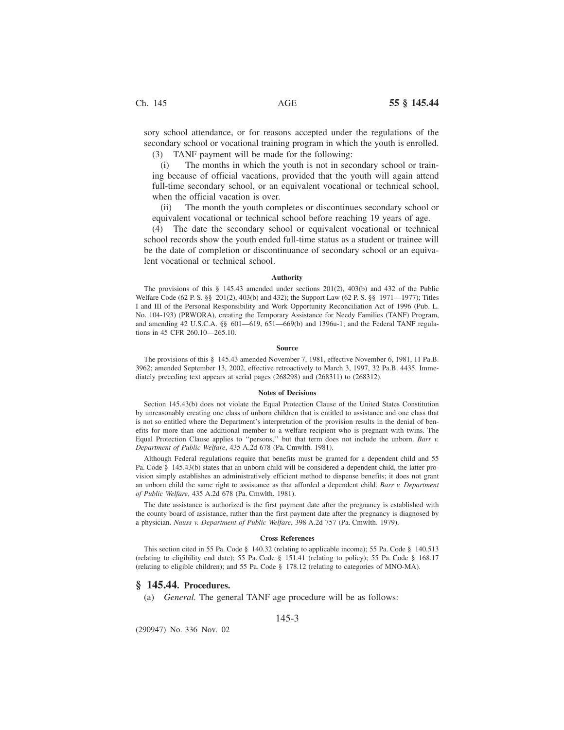sory school attendance, or for reasons accepted under the regulations of the secondary school or vocational training program in which the youth is enrolled.

(3) TANF payment will be made for the following:

(i) The months in which the youth is not in secondary school or training because of official vacations, provided that the youth will again attend full-time secondary school, or an equivalent vocational or technical school, when the official vacation is over.

(ii) The month the youth completes or discontinues secondary school or equivalent vocational or technical school before reaching 19 years of age.

(4) The date the secondary school or equivalent vocational or technical school records show the youth ended full-time status as a student or trainee will be the date of completion or discontinuance of secondary school or an equivalent vocational or technical school.

#### Authority

The provisions of this § 145.43 amended under sections 201(2), 403(b) and 432 of the Public Welfare Code (62 P. S. §§ 201(2), 403(b) and 432); the Support Law (62 P. S. §§ 1971—1977); Titles I and III of the Personal Responsibility and Work Opportunity Reconciliation Act of 1996 (Pub. L. No. 104-193) (PRWORA), creating the Temporary Assistance for Needy Families (TANF) Program, and amending 42 U.S.C.A. §§ 601—619, 651—669(b) and 1396u-1; and the Federal TANF regulations in 45 CFR 260.10—265.10.

#### Source

The provisions of this § 145.43 amended November 7, 1981, effective November 6, 1981, 11 Pa.B. 3962; amended September 13, 2002, effective retroactively to March 3, 1997, 32 Pa.B. 4435. Immediately preceding text appears at serial pages (268298) and (268311) to (268312).

#### Notes of Decisions

Section 145.43(b) does not violate the Equal Protection Clause of the United States Constitution by unreasonably creating one class of unborn children that is entitled to assistance and one class that is not so entitled where the Department's interpretation of the provision results in the denial of benefits for more than one additional member to a welfare recipient who is pregnant with twins. The Equal Protection Clause applies to ''persons,'' but that term does not include the unborn. *Barr v. Department of Public Welfare*, 435 A.2d 678 (Pa. Cmwlth. 1981).

Although Federal regulations require that benefits must be granted for a dependent child and 55 Pa. Code § 145.43(b) states that an unborn child will be considered a dependent child, the latter provision simply establishes an administratively efficient method to dispense benefits; it does not grant an unborn child the same right to assistance as that afforded a dependent child. *Barr v. Department of Public Welfare*, 435 A.2d 678 (Pa. Cmwlth. 1981).

The date assistance is authorized is the first payment date after the pregnancy is established with the county board of assistance, rather than the first payment date after the pregnancy is diagnosed by a physician. *Nauss v. Department of Public Welfare*, 398 A.2d 757 (Pa. Cmwlth. 1979).

#### Cross References

This section cited in 55 Pa. Code § 140.32 (relating to applicable income); 55 Pa. Code § 140.513 (relating to eligibility end date); 55 Pa. Code § 151.41 (relating to policy); 55 Pa. Code § 168.17 (relating to eligible children); and 55 Pa. Code § 178.12 (relating to categories of MNO-MA).

## § 145.44. Procedures.

(a) *General.* The general TANF age procedure will be as follows: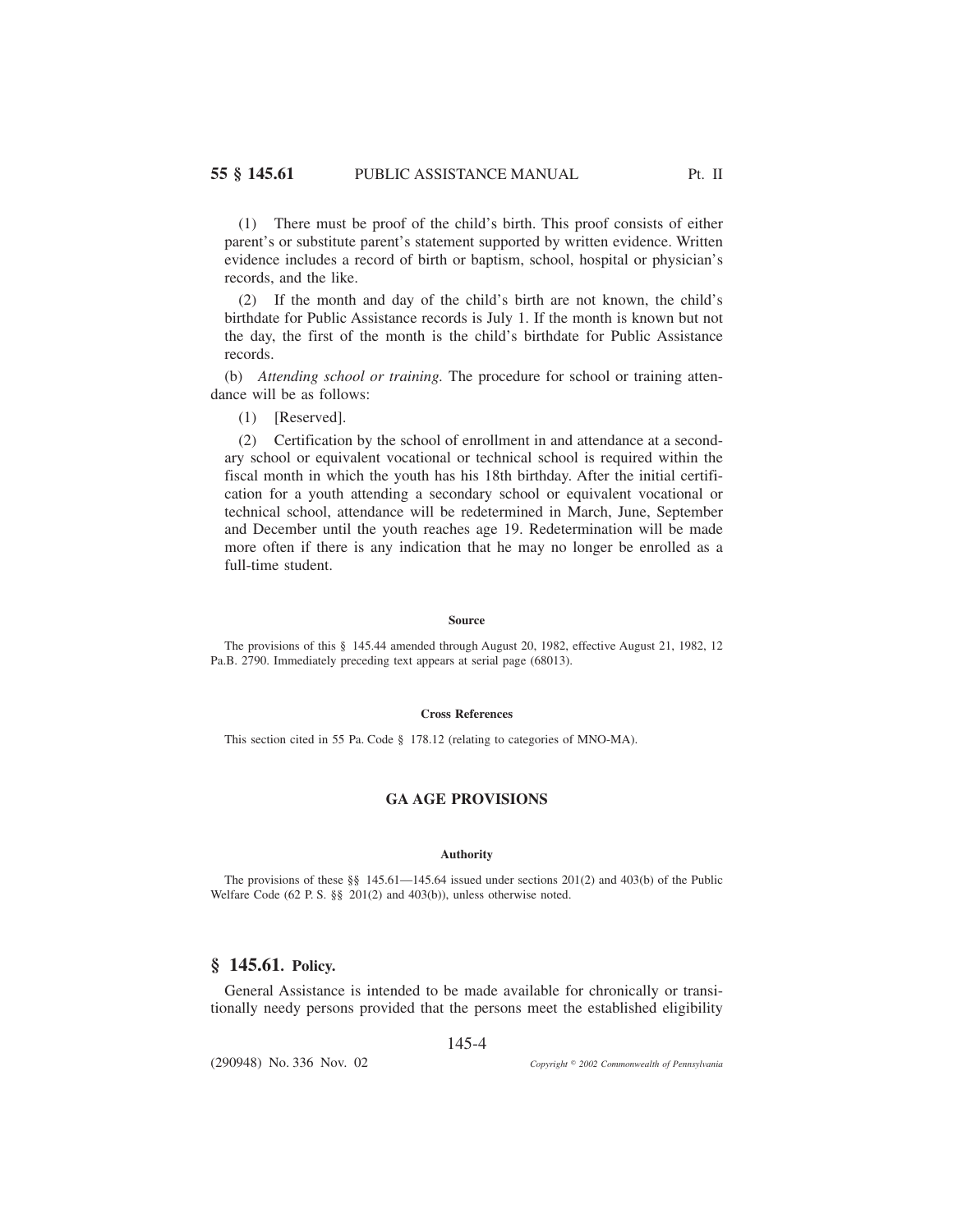(1) There must be proof of the child's birth. This proof consists of either parent's or substitute parent's statement supported by written evidence. Written evidence includes a record of birth or baptism, school, hospital or physician's records, and the like.

(2) If the month and day of the child's birth are not known, the child's birthdate for Public Assistance records is July 1. If the month is known but not the day, the first of the month is the child's birthdate for Public Assistance records.

(b) *Attending school or training.* The procedure for school or training attendance will be as follows:

(1) [Reserved].

(2) Certification by the school of enrollment in and attendance at a secondary school or equivalent vocational or technical school is required within the fiscal month in which the youth has his 18th birthday. After the initial certification for a youth attending a secondary school or equivalent vocational or technical school, attendance will be redetermined in March, June, September and December until the youth reaches age 19. Redetermination will be made more often if there is any indication that he may no longer be enrolled as a full-time student.

#### Source

The provisions of this § 145.44 amended through August 20, 1982, effective August 21, 1982, 12 Pa.B. 2790. Immediately preceding text appears at serial page (68013).

#### Cross References

This section cited in 55 Pa. Code § 178.12 (relating to categories of MNO-MA).

## GA AGE PROVISIONS

#### Authority

The provisions of these §§ 145.61—145.64 issued under sections 201(2) and 403(b) of the Public Welfare Code (62 P. S. §§ 201(2) and 403(b)), unless otherwise noted.

## § 145.61. Policy.

General Assistance is intended to be made available for chronically or transitionally needy persons provided that the persons meet the established eligibility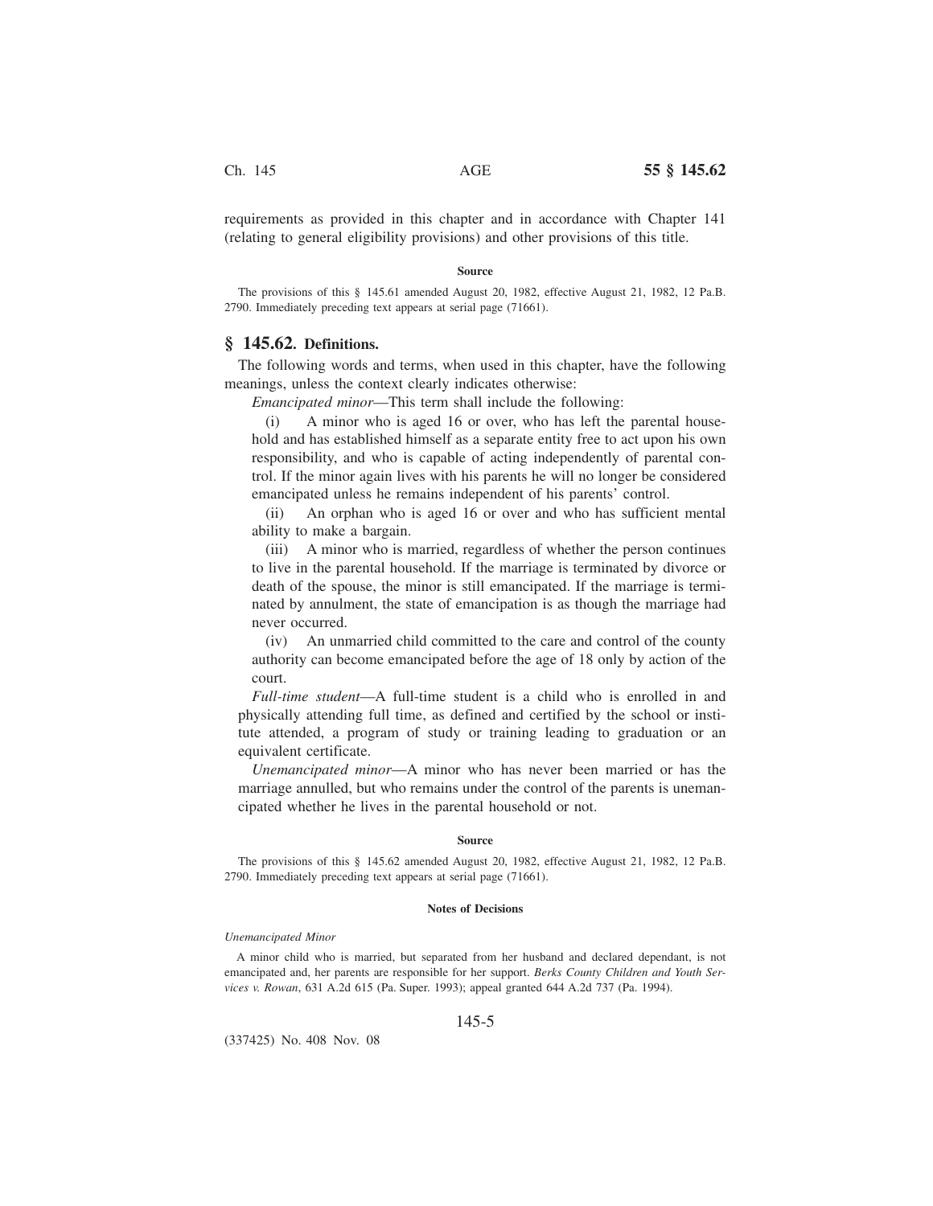requirements as provided in this chapter and in accordance with Chapter 141 (relating to general eligibility provisions) and other provisions of this title.

**Source**

The provisions of this § 145.61 amended August 20, 1982, effective August 21, 1982, 12 Pa.B. 2790. Immediately preceding text appears at serial page (71661).

## § 145.62. Definitions.

The following words and terms, when used in this chapter, have the following meanings, unless the context clearly indicates otherwise:

*Emancipated minor*—This term shall include the following:

(i) A minor who is aged 16 or over, who has left the parental household and has established himself as a separate entity free to act upon his own responsibility, and who is capable of acting independently of parental control. If the minor again lives with his parents he will no longer be considered emancipated unless he remains independent of his parents' control.

(ii) An orphan who is aged 16 or over and who has sufficient mental ability to make a bargain.

(iii) A minor who is married, regardless of whether the person continues to live in the parental household. If the marriage is terminated by divorce or death of the spouse, the minor is still emancipated. If the marriage is terminated by annulment, the state of emancipation is as though the marriage had never occurred.

(iv) An unmarried child committed to the care and control of the county authority can become emancipated before the age of 18 only by action of the court.

*Full-time student*—A full-time student is a child who is enrolled in and physically attending full time, as defined and certified by the school or institute attended, a program of study or training leading to graduation or an equivalent certificate.

*Unemancipated minor*—A minor who has never been married or has the marriage annulled, but who remains under the control of the parents is unemancipated whether he lives in the parental household or not.

**Source**

The provisions of this § 145.62 amended August 20, 1982, effective August 21, 1982, 12 Pa.B. 2790. Immediately preceding text appears at serial page (71661).

**Notes of Decisions**

*Unemancipated Minor*

A minor child who is married, but separated from her husband and declared dependant, is not emancipated and, her parents are responsible for her support. *Berks County Children and Youth Services v. Rowan*, 631 A.2d 615 (Pa. Super. 1993); appeal granted 644 A.2d 737 (Pa. 1994).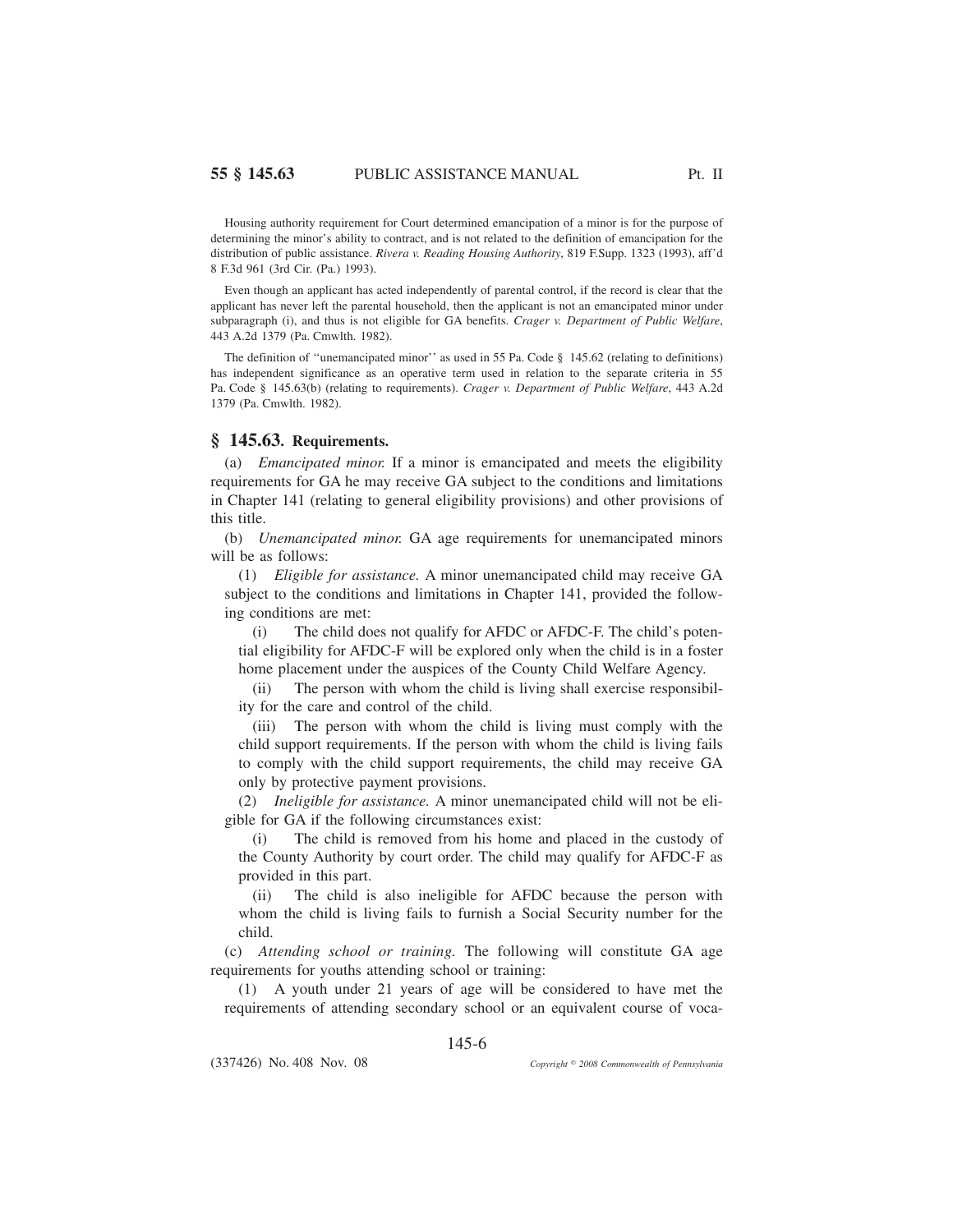Housing authority requirement for Court determined emancipation of a minor is for the purpose of determining the minor's ability to contract, and is not related to the definition of emancipation for the distribution of public assistance. *Rivera v. Reading Housing Authority*, 819 F.Supp. 1323 (1993), aff'd 8 F.3d 961 (3rd Cir. (Pa.) 1993).

Even though an applicant has acted independently of parental control, if the record is clear that the applicant has never left the parental household, then the applicant is not an emancipated minor under subparagraph (i), and thus is not eligible for GA benefits. *Crager v. Department of Public Welfare*, 443 A.2d 1379 (Pa. Cmwlth. 1982).

The definition of ''unemancipated minor'' as used in 55 Pa. Code § 145.62 (relating to definitions) has independent significance as an operative term used in relation to the separate criteria in 55 Pa. Code § 145.63(b) (relating to requirements). *Crager v. Department of Public Welfare*, 443 A.2d 1379 (Pa. Cmwlth. 1982).

## § 145.63. Requirements.

(a) *Emancipated minor.* If a minor is emancipated and meets the eligibility requirements for GA he may receive GA subject to the conditions and limitations in Chapter 141 (relating to general eligibility provisions) and other provisions of this title.

(b) *Unemancipated minor.* GA age requirements for unemancipated minors will be as follows:

(1) *Eligible for assistance.* A minor unemancipated child may receive GA subject to the conditions and limitations in Chapter 141, provided the following conditions are met:

(i) The child does not qualify for AFDC or AFDC-F. The child's potential eligibility for AFDC-F will be explored only when the child is in a foster home placement under the auspices of the County Child Welfare Agency.

(ii) The person with whom the child is living shall exercise responsibility for the care and control of the child.

(iii) The person with whom the child is living must comply with the child support requirements. If the person with whom the child is living fails to comply with the child support requirements, the child may receive GA only by protective payment provisions.

(2) *Ineligible for assistance.* A minor unemancipated child will not be eligible for GA if the following circumstances exist:

(i) The child is removed from his home and placed in the custody of the County Authority by court order. The child may qualify for AFDC-F as provided in this part.

(ii) The child is also ineligible for AFDC because the person with whom the child is living fails to furnish a Social Security number for the child.

(c) *Attending school or training.* The following will constitute GA age requirements for youths attending school or training:

(1) A youth under 21 years of age will be considered to have met the requirements of attending secondary school or an equivalent course of voca-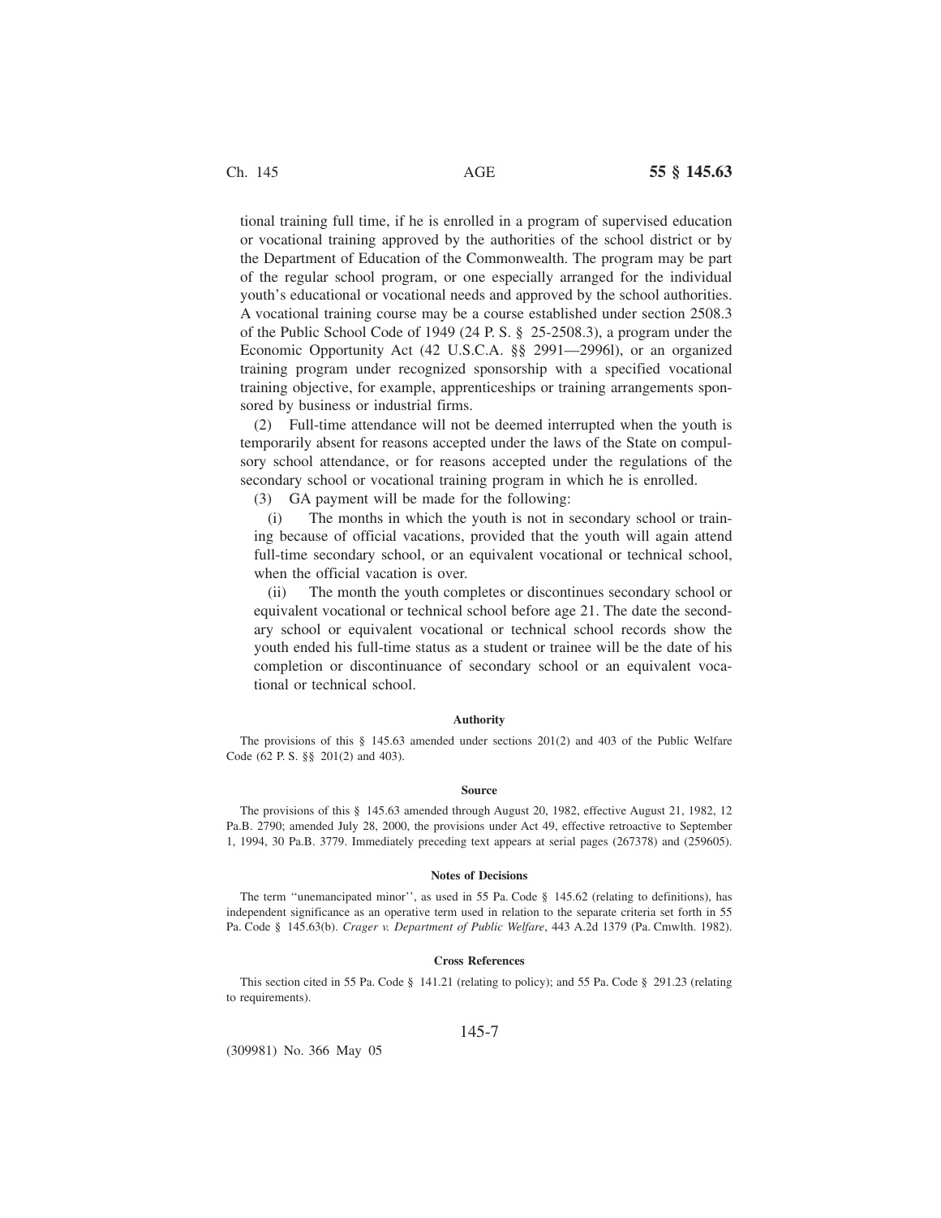tional training full time, if he is enrolled in a program of supervised education or vocational training approved by the authorities of the school district or by the Department of Education of the Commonwealth. The program may be part of the regular school program, or one especially arranged for the individual youth's educational or vocational needs and approved by the school authorities. A vocational training course may be a course established under section 2508.3 of the Public School Code of 1949 (24 P. S. § 25-2508.3), a program under the Economic Opportunity Act (42 U.S.C.A. §§ 2991—2996l), or an organized training program under recognized sponsorship with a specified vocational training objective, for example, apprenticeships or training arrangements sponsored by business or industrial firms.

(2) Full-time attendance will not be deemed interrupted when the youth is temporarily absent for reasons accepted under the laws of the State on compulsory school attendance, or for reasons accepted under the regulations of the secondary school or vocational training program in which he is enrolled.

(3) GA payment will be made for the following:

(i) The months in which the youth is not in secondary school or training because of official vacations, provided that the youth will again attend full-time secondary school, or an equivalent vocational or technical school, when the official vacation is over.

(ii) The month the youth completes or discontinues secondary school or equivalent vocational or technical school before age 21. The date the secondary school or equivalent vocational or technical school records show the youth ended his full-time status as a student or trainee will be the date of his completion or discontinuance of secondary school or an equivalent vocational or technical school.

**Authority**

The provisions of this § 145.63 amended under sections 201(2) and 403 of the Public Welfare Code (62 P. S. §§ 201(2) and 403).

**Source**

The provisions of this § 145.63 amended through August 20, 1982, effective August 21, 1982, 12 Pa.B. 2790; amended July 28, 2000, the provisions under Act 49, effective retroactive to September 1, 1994, 30 Pa.B. 3779. Immediately preceding text appears at serial pages (267378) and (259605).

**Notes of Decisions**

The term ''unemancipated minor'', as used in 55 Pa. Code § 145.62 (relating to definitions), has independent significance as an operative term used in relation to the separate criteria set forth in 55 Pa. Code § 145.63(b). *Crager v. Department of Public Welfare*, 443 A.2d 1379 (Pa. Cmwlth. 1982).

**Cross References**

This section cited in 55 Pa. Code § 141.21 (relating to policy); and 55 Pa. Code § 291.23 (relating to requirements).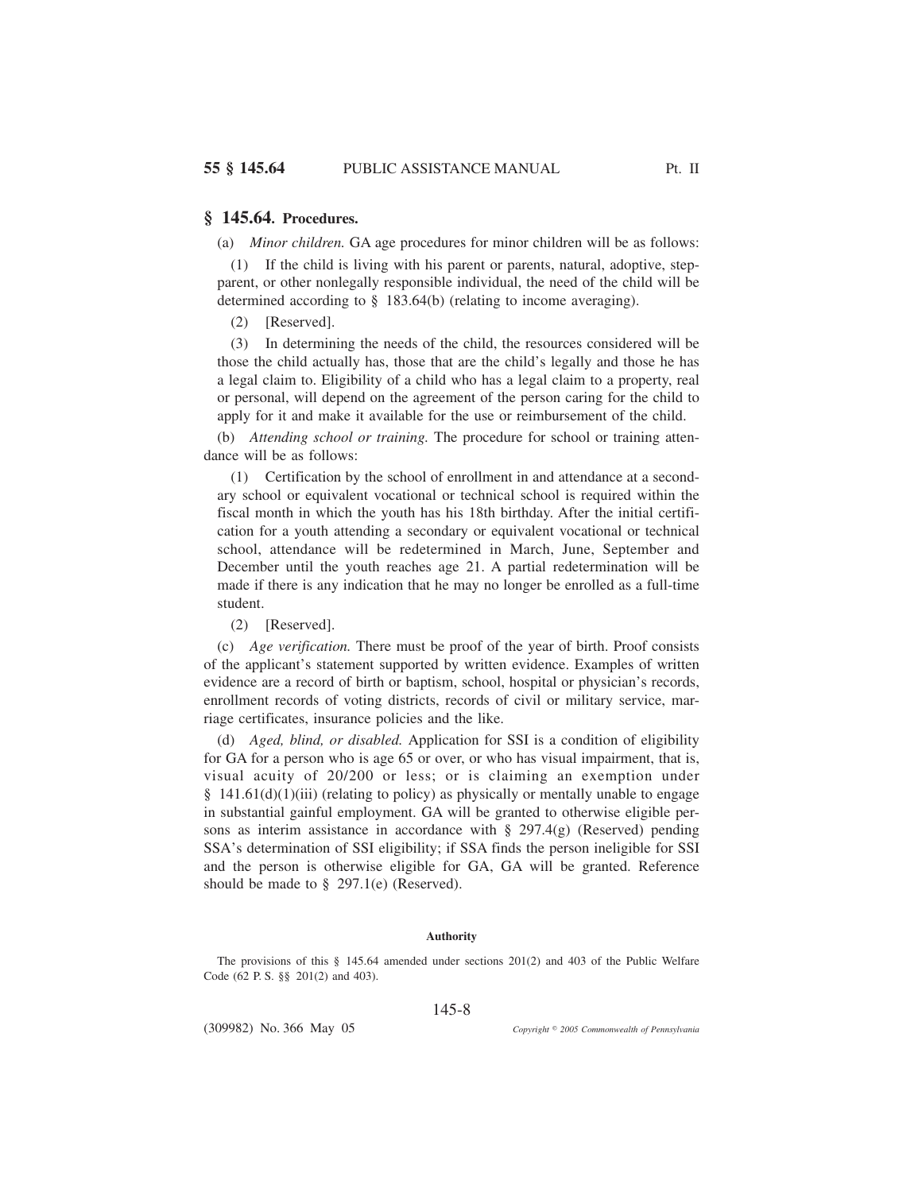## § 145.64. Procedures.

(a) *Minor children.* GA age procedures for minor children will be as follows:

(1) If the child is living with his parent or parents, natural, adoptive, step-parent, or other nonlegally responsible individual, the need of the child will be determined according to § 183.64(b) (relating to income averaging).

(2) [Reserved].

(3) In determining the needs of the child, the resources considered will be those the child actually has, those that are the child's legally and those he has a legal claim to. Eligibility of a child who has a legal claim to a property, real or personal, will depend on the agreement of the person caring for the child to apply for it and make it available for the use or reimbursement of the child.

(b) *Attending school or training.* The procedure for school or training attendance will be as follows:

(1) Certification by the school of enrollment in and attendance at a secondary school or equivalent vocational or technical school is required within the fiscal month in which the youth has his 18th birthday. After the initial certification for a youth attending a secondary or equivalent vocational or technical school, attendance will be redetermined in March, June, September and December until the youth reaches age 21. A partial redetermination will be made if there is any indication that he may no longer be enrolled as a full-time student.

(2) [Reserved].

(c) *Age verification.* There must be proof of the year of birth. Proof consists of the applicant's statement supported by written evidence. Examples of written evidence are a record of birth or baptism, school, hospital or physician's records, enrollment records of voting districts, records of civil or military service, marriage certificates, insurance policies and the like.

(d) *Aged, blind, or disabled.* Application for SSI is a condition of eligibility for GA for a person who is age 65 or over, or who has visual impairment, that is, visual acuity of 20/200 or less; or is claiming an exemption under § 141.61(d)(1)(iii) (relating to policy) as physically or mentally unable to engage in substantial gainful employment. GA will be granted to otherwise eligible persons as interim assistance in accordance with § 297.4(g) (Reserved) pending SSA's determination of SSI eligibility; if SSA finds the person ineligible for SSI and the person is otherwise eligible for GA, GA will be granted. Reference should be made to § 297.1(e) (Reserved).

**Authority**

The provisions of this § 145.64 amended under sections 201(2) and 403 of the Public Welfare Code (62 P. S. §§ 201(2) and 403).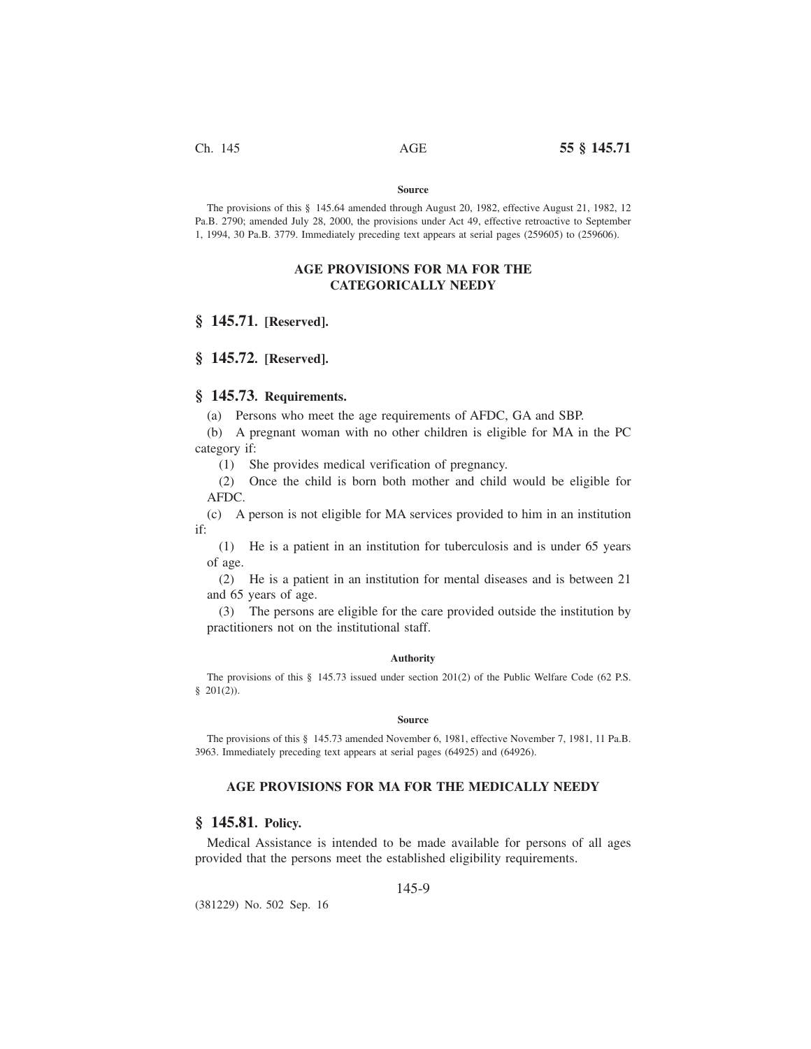**Source**

The provisions of this § 145.64 amended through August 20, 1982, effective August 21, 1982, 12 Pa.B. 2790; amended July 28, 2000, the provisions under Act 49, effective retroactive to September 1, 1994, 30 Pa.B. 3779. Immediately preceding text appears at serial pages (259605) to (259606).

### AGE PROVISIONS FOR MA FOR THE CATEGORICALLY NEEDY

## § 145.71. [Reserved].

## § 145.72. [Reserved].

## § 145.73. Requirements.

(a) Persons who meet the age requirements of AFDC, GA and SBP.

(b) A pregnant woman with no other children is eligible for MA in the PC category if:

(1) She provides medical verification of pregnancy.

(2) Once the child is born both mother and child would be eligible for AFDC.

(c) A person is not eligible for MA services provided to him in an institution if:

(1) He is a patient in an institution for tuberculosis and is under 65 years of age.

(2) He is a patient in an institution for mental diseases and is between 21 and 65 years of age.

(3) The persons are eligible for the care provided outside the institution by practitioners not on the institutional staff.

**Authority**

The provisions of this § 145.73 issued under section 201(2) of the Public Welfare Code (62 P.S. § 201(2)).

**Source**

The provisions of this § 145.73 amended November 6, 1981, effective November 7, 1981, 11 Pa.B. 3963. Immediately preceding text appears at serial pages (64925) and (64926).

### AGE PROVISIONS FOR MA FOR THE MEDICALLY NEEDY

## § 145.81. Policy.

Medical Assistance is intended to be made available for persons of all ages provided that the persons meet the established eligibility requirements.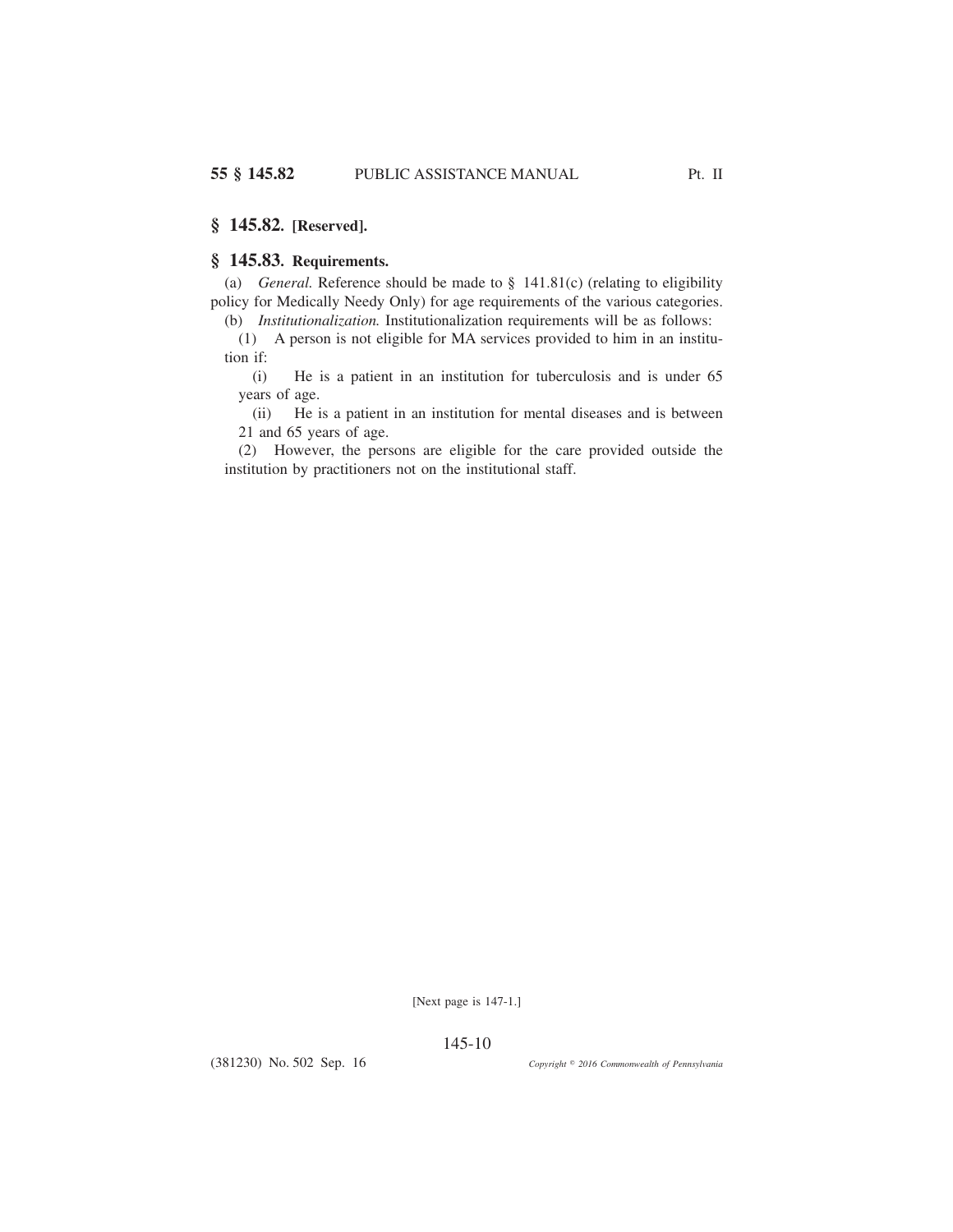## § 145.82. [Reserved].

## § 145.83. Requirements.

(a) *General.* Reference should be made to § 141.81(c) (relating to eligibility policy for Medically Needy Only) for age requirements of the various categories.

(b) *Institutionalization.* Institutionalization requirements will be as follows:

(1) A person is not eligible for MA services provided to him in an institution if:

(i) He is a patient in an institution for tuberculosis and is under 65 years of age.

(ii) He is a patient in an institution for mental diseases and is between 21 and 65 years of age.

(2) However, the persons are eligible for the care provided outside the institution by practitioners not on the institutional staff.

[Next page is 147-1.]